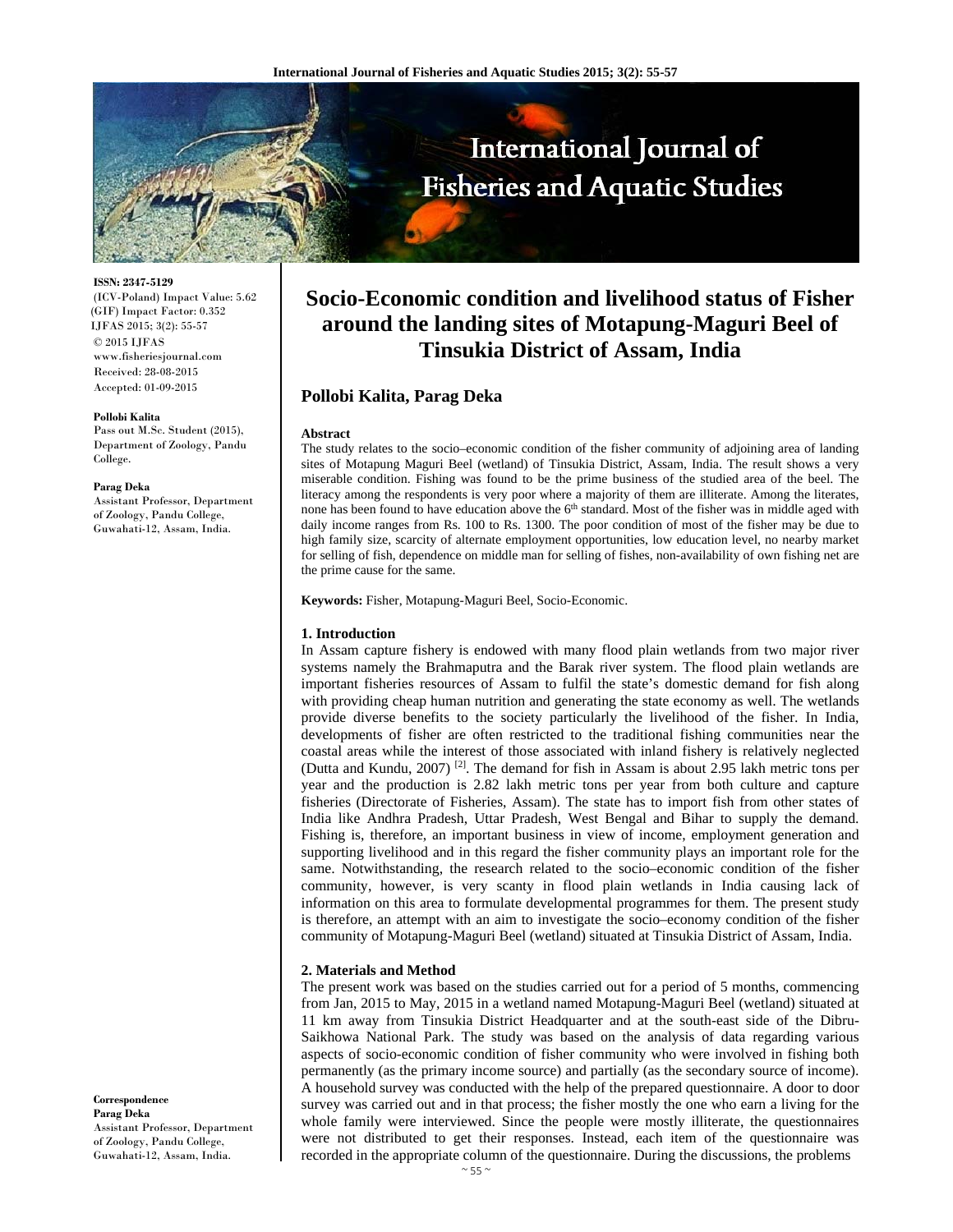ISSN: 2347-5129
(ICV-Poland) Impact Value: 5.62
(GIF) Impact Factor: 0.352
IJFAS 2015; 3(2): 55-57
© 2015 IJFAS
www.fisheriesjournal.com
Received: 28-08-2015
Accepted: 01-09-2015

**Pollobi Kalita**
Pass out M.Sc. Student (2015), Department of Zoology, Pandu College.

**Parag Deka**
Assistant Professor, Department of Zoology, Pandu College, Guwahati-12, Assam, India.

**Correspondence**
**Parag Deka**
Assistant Professor, Department of Zoology, Pandu College, Guwahati-12, Assam, India.

# Socio-Economic condition and livelihood status of Fisher around the landing sites of Motapung-Maguri Beel of Tinsukia District of Assam, India

## Pollobi Kalita, Parag Deka

### Abstract

The study relates to the socio–economic condition of the fisher community of adjoining area of landing sites of Motapung Maguri Beel (wetland) of Tinsukia District, Assam, India. The result shows a very miserable condition. Fishing was found to be the prime business of the studied area of the beel. The literacy among the respondents is very poor where a majority of them are illiterate. Among the literates, none has been found to have education above the 6th standard. Most of the fisher was in middle aged with daily income ranges from Rs. 100 to Rs. 1300. The poor condition of most of the fisher may be due to high family size, scarcity of alternate employment opportunities, low education level, no nearby market for selling of fish, dependence on middle man for selling of fishes, non-availability of own fishing net are the prime cause for the same.

**Keywords:** Fisher, Motapung-Maguri Beel, Socio-Economic.

### 1. Introduction

In Assam capture fishery is endowed with many flood plain wetlands from two major river systems namely the Brahmaputra and the Barak river system. The flood plain wetlands are important fisheries resources of Assam to fulfil the state's domestic demand for fish along with providing cheap human nutrition and generating the state economy as well. The wetlands provide diverse benefits to the society particularly the livelihood of the fisher. In India, developments of fisher are often restricted to the traditional fishing communities near the coastal areas while the interest of those associated with inland fishery is relatively neglected (Dutta and Kundu, 2007) [2]. The demand for fish in Assam is about 2.95 lakh metric tons per year and the production is 2.82 lakh metric tons per year from both culture and capture fisheries (Directorate of Fisheries, Assam). The state has to import fish from other states of India like Andhra Pradesh, Uttar Pradesh, West Bengal and Bihar to supply the demand. Fishing is, therefore, an important business in view of income, employment generation and supporting livelihood and in this regard the fisher community plays an important role for the same. Notwithstanding, the research related to the socio–economic condition of the fisher community, however, is very scanty in flood plain wetlands in India causing lack of information on this area to formulate developmental programmes for them. The present study is therefore, an attempt with an aim to investigate the socio–economy condition of the fisher community of Motapung-Maguri Beel (wetland) situated at Tinsukia District of Assam, India.

### 2. Materials and Method

The present work was based on the studies carried out for a period of 5 months, commencing from Jan, 2015 to May, 2015 in a wetland named Motapung-Maguri Beel (wetland) situated at 11 km away from Tinsukia District Headquarter and at the south-east side of the Dibru-Saikhowa National Park. The study was based on the analysis of data regarding various aspects of socio-economic condition of fisher community who were involved in fishing both permanently (as the primary income source) and partially (as the secondary source of income). A household survey was conducted with the help of the prepared questionnaire. A door to door survey was carried out and in that process; the fisher mostly the one who earn a living for the whole family were interviewed. Since the people were mostly illiterate, the questionnaires were not distributed to get their responses. Instead, each item of the questionnaire was recorded in the appropriate column of the questionnaire. During the discussions, the problems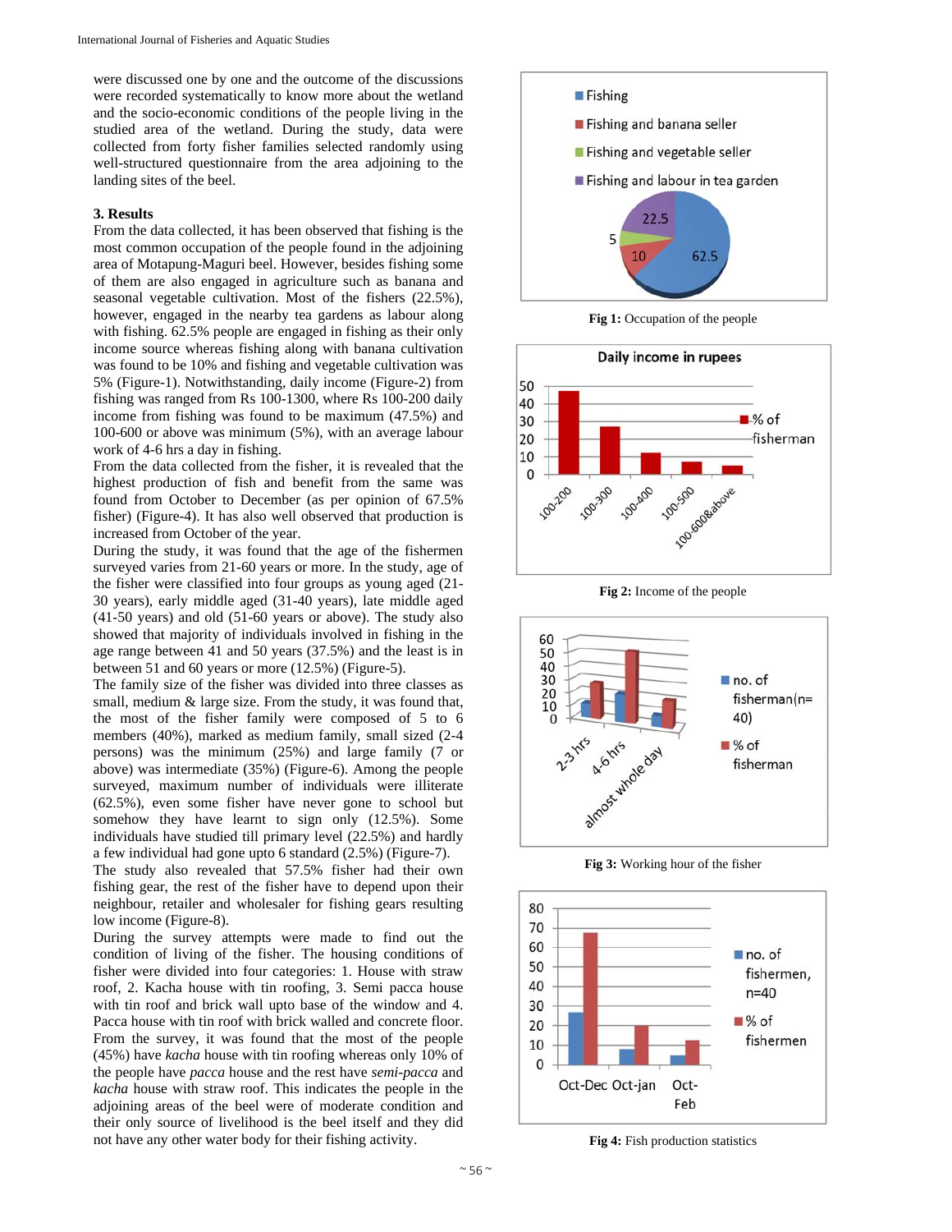were discussed one by one and the outcome of the discussions were recorded systematically to know more about the wetland and the socio-economic conditions of the people living in the studied area of the wetland. During the study, data were collected from forty fisher families selected randomly using well-structured questionnaire from the area adjoining to the landing sites of the beel.

## 3. Results

From the data collected, it has been observed that fishing is the most common occupation of the people found in the adjoining area of Motapung-Maguri beel. However, besides fishing some of them are also engaged in agriculture such as banana and seasonal vegetable cultivation. Most of the fishers (22.5%), however, engaged in the nearby tea gardens as labour along with fishing. 62.5% people are engaged in fishing as their only income source whereas fishing along with banana cultivation was found to be 10% and fishing and vegetable cultivation was 5% (Figure-1). Notwithstanding, daily income (Figure-2) from fishing was ranged from Rs 100-1300, where Rs 100-200 daily income from fishing was found to be maximum (47.5%) and 100-600 or above was minimum (5%), with an average labour work of 4-6 hrs a day in fishing.

From the data collected from the fisher, it is revealed that the highest production of fish and benefit from the same was found from October to December (as per opinion of 67.5% fisher) (Figure-4). It has also well observed that production is increased from October of the year.

During the study, it was found that the age of the fishermen surveyed varies from 21-60 years or more. In the study, age of the fisher were classified into four groups as young aged (21-30 years), early middle aged (31-40 years), late middle aged (41-50 years) and old (51-60 years or above). The study also showed that majority of individuals involved in fishing in the age range between 41 and 50 years (37.5%) and the least is in between 51 and 60 years or more (12.5%) (Figure-5).

The family size of the fisher was divided into three classes as small, medium & large size. From the study, it was found that, the most of the fisher family were composed of 5 to 6 members (40%), marked as medium family, small sized (2-4 persons) was the minimum (25%) and large family (7 or above) was intermediate (35%) (Figure-6). Among the people surveyed, maximum number of individuals were illiterate (62.5%), even some fisher have never gone to school but somehow they have learnt to sign only (12.5%). Some individuals have studied till primary level (22.5%) and hardly a few individual had gone upto 6 standard (2.5%) (Figure-7).

The study also revealed that 57.5% fisher had their own fishing gear, the rest of the fisher have to depend upon their neighbour, retailer and wholesaler for fishing gears resulting low income (Figure-8).

During the survey attempts were made to find out the condition of living of the fisher. The housing conditions of fisher were divided into four categories: 1. House with straw roof, 2. Kacha house with tin roofing, 3. Semi pacca house with tin roof and brick wall upto base of the window and 4. Pacca house with tin roof with brick walled and concrete floor. From the survey, it was found that the most of the people (45%) have *kacha* house with tin roofing whereas only 10% of the people have *pacca* house and the rest have *semi-pacca* and *kacha* house with straw roof. This indicates the people in the adjoining areas of the beel were of moderate condition and their only source of livelihood is the beel itself and they did not have any other water body for their fishing activity.

**Fig 1:** Occupation of the people

**Fig 2:** Income of the people

**Fig 3:** Working hour of the fisher

**Fig 4:** Fish production statistics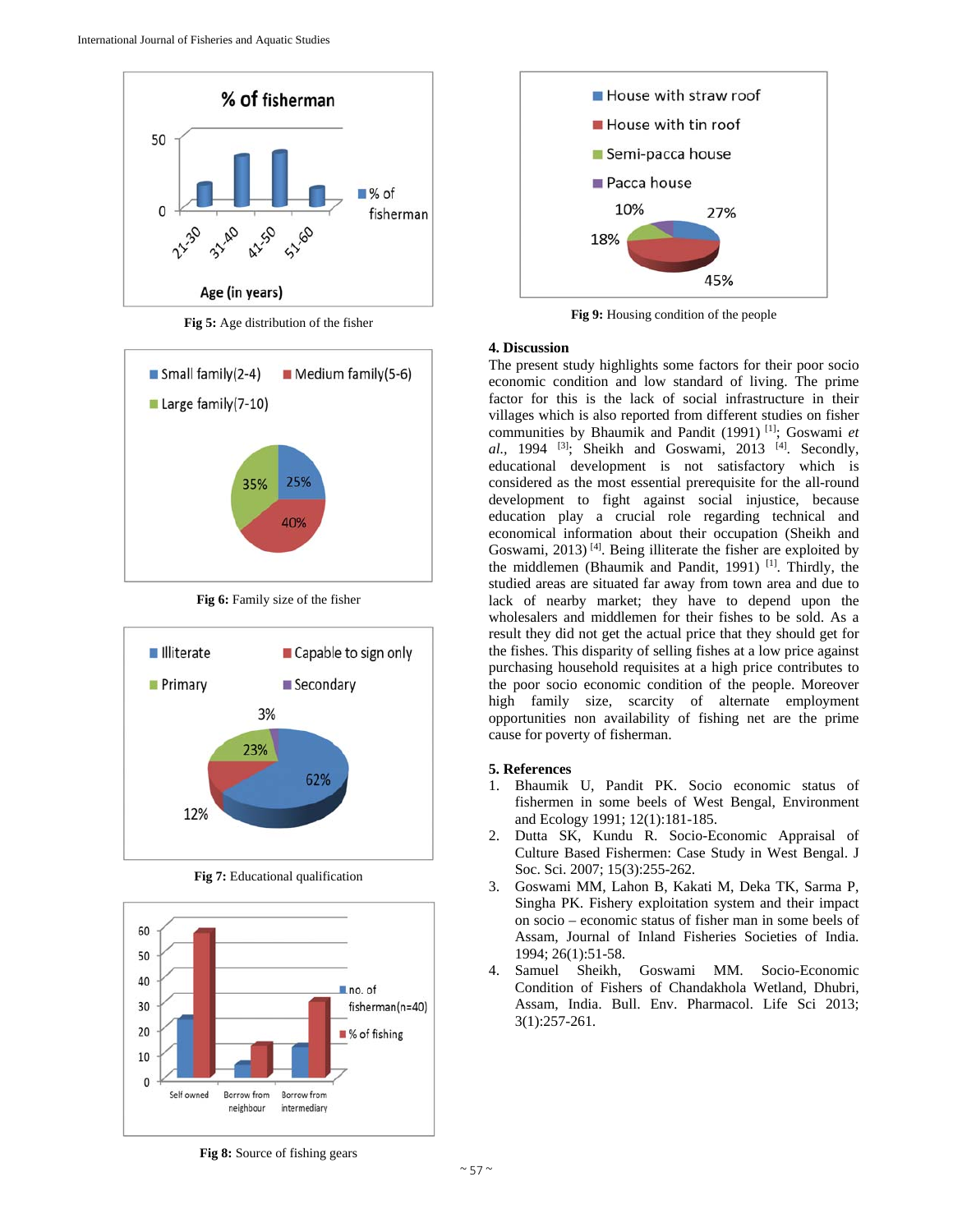% of fisherman

50

0

21-30
31-40
41-50
51-60

% of fisherman

Age (in years)

**Fig 5:** Age distribution of the fisher

Small family(2-4)
Medium family(5-6)
Large family(7-10)

35%
25%
40%

**Fig 6:** Family size of the fisher

Illiterate
Capable to sign only
Primary
Secondary

3%
23%
62%
12%

**Fig 7:** Educational qualification

60
50
40
30
20
10
0

no. of fisherman(n=40)
% of fishing

Self owned
Borrow from neighbour
Borrow from intermediary

**Fig 8:** Source of fishing gears

House with straw roof
House with tin roof
Semi-pacca house
Pacca house

10%
27%
18%
45%

**Fig 9:** Housing condition of the people

## 4. Discussion

The present study highlights some factors for their poor socio economic condition and low standard of living. The prime factor for this is the lack of social infrastructure in their villages which is also reported from different studies on fisher communities by Bhaumik and Pandit (1991) [1]; Goswami *et al.*, 1994 [3]; Sheikh and Goswami, 2013 [4]. Secondly, educational development is not satisfactory which is considered as the most essential prerequisite for the all-round development to fight against social injustice, because education play a crucial role regarding technical and economical information about their occupation (Sheikh and Goswami, 2013) [4]. Being illiterate the fisher are exploited by the middlemen (Bhaumik and Pandit, 1991) [1]. Thirdly, the studied areas are situated far away from town area and due to lack of nearby market; they have to depend upon the wholesalers and middlemen for their fishes to be sold. As a result they did not get the actual price that they should get for the fishes. This disparity of selling fishes at a low price against purchasing household requisites at a high price contributes to the poor socio economic condition of the people. Moreover high family size, scarcity of alternate employment opportunities non availability of fishing net are the prime cause for poverty of fisherman.

## 5. References

1. Bhaumik U, Pandit PK. Socio economic status of fishermen in some beels of West Bengal, Environment and Ecology 1991; 12(1):181-185.
2. Dutta SK, Kundu R. Socio-Economic Appraisal of Culture Based Fishermen: Case Study in West Bengal. J Soc. Sci. 2007; 15(3):255-262.
3. Goswami MM, Lahon B, Kakati M, Deka TK, Sarma P, Singha PK. Fishery exploitation system and their impact on socio – economic status of fisher man in some beels of Assam, Journal of Inland Fisheries Societies of India. 1994; 26(1):51-58.
4. Samuel Sheikh, Goswami MM. Socio-Economic Condition of Fishers of Chandakhola Wetland, Dhubri, Assam, India. Bull. Env. Pharmacol. Life Sci 2013; 3(1):257-261.